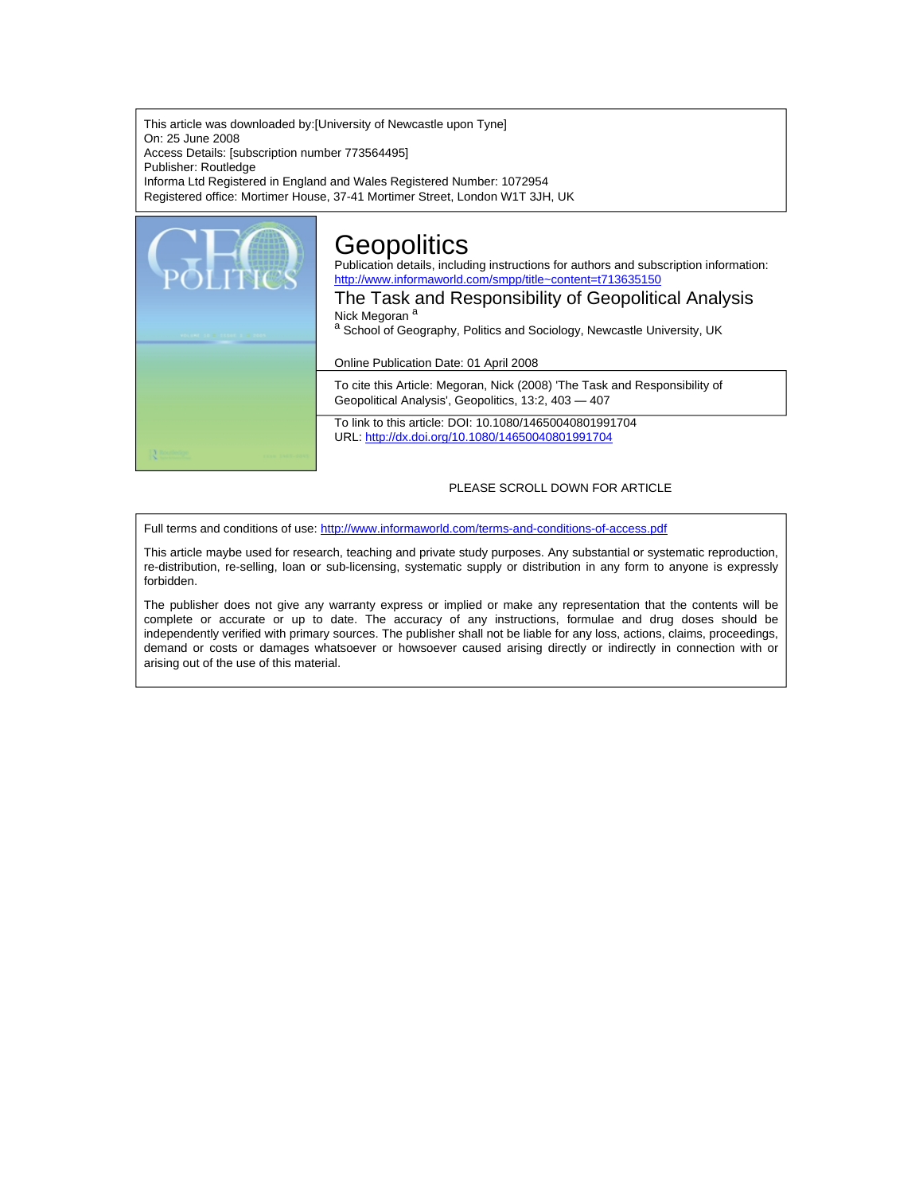This article was downloaded by:[University of Newcastle upon Tyne]
On: 25 June 2008
Access Details: [subscription number 773564495]
Publisher: Routledge
Informa Ltd Registered in England and Wales Registered Number: 1072954
Registered office: Mortimer House, 37-41 Mortimer Street, London W1T 3JH, UK

# Geopolitics

Publication details, including instructions for authors and subscription information:
http://www.informaworld.com/smpp/title~content=t713635150

## The Task and Responsibility of Geopolitical Analysis

Nick Megoran [a]

[a] School of Geography, Politics and Sociology, Newcastle University, UK

Online Publication Date: 01 April 2008

To cite this Article: Megoran, Nick (2008) 'The Task and Responsibility of Geopolitical Analysis', Geopolitics, 13:2, 403 — 407

To link to this article: DOI: 10.1080/14650040801991704
URL: http://dx.doi.org/10.1080/14650040801991704

PLEASE SCROLL DOWN FOR ARTICLE

Full terms and conditions of use: http://www.informaworld.com/terms-and-conditions-of-access.pdf

This article maybe used for research, teaching and private study purposes. Any substantial or systematic reproduction, re-distribution, re-selling, loan or sub-licensing, systematic supply or distribution in any form to anyone is expressly forbidden.

The publisher does not give any warranty express or implied or make any representation that the contents will be complete or accurate or up to date. The accuracy of any instructions, formulae and drug doses should be independently verified with primary sources. The publisher shall not be liable for any loss, actions, claims, proceedings, demand or costs or damages whatsoever or howsoever caused arising directly or indirectly in connection with or arising out of the use of this material.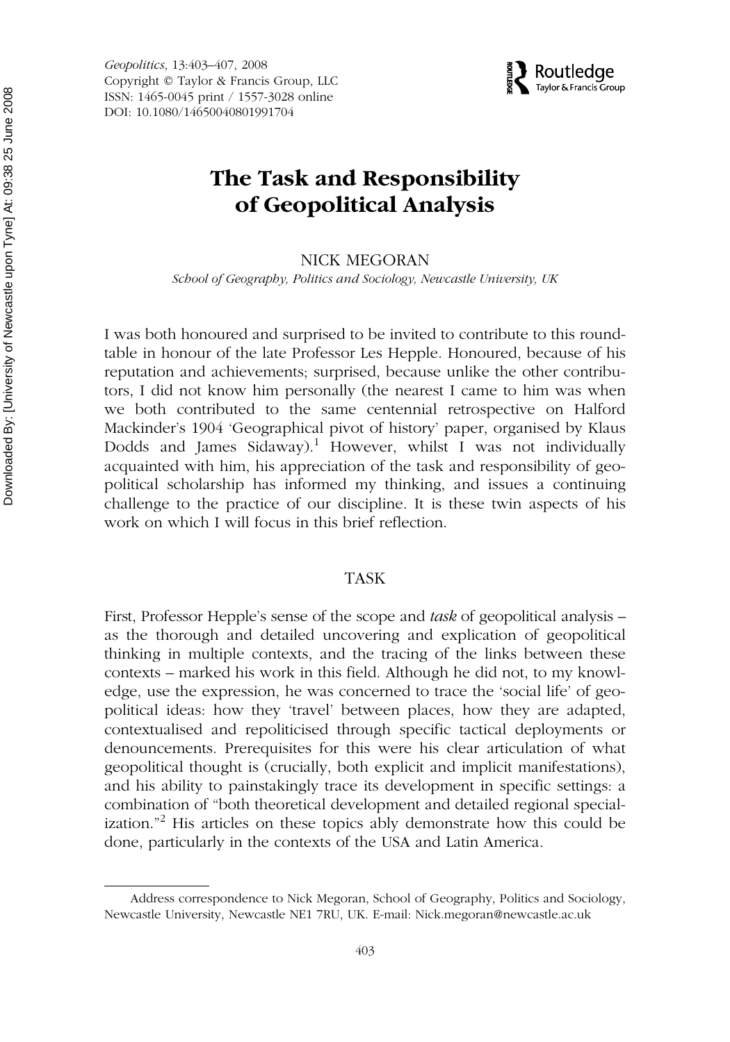# The Task and Responsibility of Geopolitical Analysis

NICK MEGORAN

*School of Geography, Politics and Sociology, Newcastle University, UK*

I was both honoured and surprised to be invited to contribute to this roundtable in honour of the late Professor Les Hepple. Honoured, because of his reputation and achievements; surprised, because unlike the other contributors, I did not know him personally (the nearest I came to him was when we both contributed to the same centennial retrospective on Halford Mackinder's 1904 'Geographical pivot of history' paper, organised by Klaus Dodds and James Sidaway).[1] However, whilst I was not individually acquainted with him, his appreciation of the task and responsibility of geopolitical scholarship has informed my thinking, and issues a continuing challenge to the practice of our discipline. It is these twin aspects of his work on which I will focus in this brief reflection.

## TASK

First, Professor Hepple's sense of the scope and *task* of geopolitical analysis – as the thorough and detailed uncovering and explication of geopolitical thinking in multiple contexts, and the tracing of the links between these contexts – marked his work in this field. Although he did not, to my knowledge, use the expression, he was concerned to trace the 'social life' of geopolitical ideas: how they 'travel' between places, how they are adapted, contextualised and repoliticised through specific tactical deployments or denouncements. Prerequisites for this were his clear articulation of what geopolitical thought is (crucially, both explicit and implicit manifestations), and his ability to painstakingly trace its development in specific settings: a combination of "both theoretical development and detailed regional specialization."[2] His articles on these topics ably demonstrate how this could be done, particularly in the contexts of the USA and Latin America.

Address correspondence to Nick Megoran, School of Geography, Politics and Sociology, Newcastle University, Newcastle NE1 7RU, UK. E-mail: Nick.megoran@newcastle.ac.uk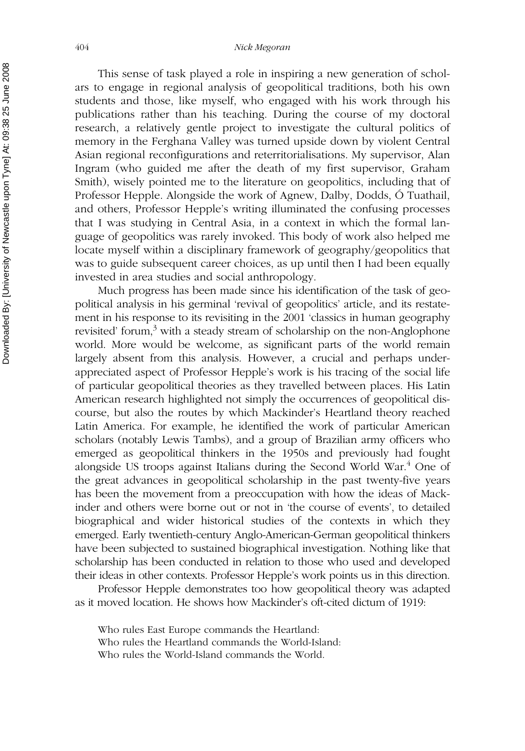This sense of task played a role in inspiring a new generation of scholars to engage in regional analysis of geopolitical traditions, both his own students and those, like myself, who engaged with his work through his publications rather than his teaching. During the course of my doctoral research, a relatively gentle project to investigate the cultural politics of memory in the Ferghana Valley was turned upside down by violent Central Asian regional reconfigurations and reterritorialisations. My supervisor, Alan Ingram (who guided me after the death of my first supervisor, Graham Smith), wisely pointed me to the literature on geopolitics, including that of Professor Hepple. Alongside the work of Agnew, Dalby, Dodds, Ó Tuathail, and others, Professor Hepple's writing illuminated the confusing processes that I was studying in Central Asia, in a context in which the formal language of geopolitics was rarely invoked. This body of work also helped me locate myself within a disciplinary framework of geography/geopolitics that was to guide subsequent career choices, as up until then I had been equally invested in area studies and social anthropology.

Much progress has been made since his identification of the task of geopolitical analysis in his germinal 'revival of geopolitics' article, and its restatement in his response to its revisiting in the 2001 'classics in human geography revisited' forum,[3] with a steady stream of scholarship on the non-Anglophone world. More would be welcome, as significant parts of the world remain largely absent from this analysis. However, a crucial and perhaps under-appreciated aspect of Professor Hepple's work is his tracing of the social life of particular geopolitical theories as they travelled between places. His Latin American research highlighted not simply the occurrences of geopolitical discourse, but also the routes by which Mackinder's Heartland theory reached Latin America. For example, he identified the work of particular American scholars (notably Lewis Tambs), and a group of Brazilian army officers who emerged as geopolitical thinkers in the 1950s and previously had fought alongside US troops against Italians during the Second World War.[4] One of the great advances in geopolitical scholarship in the past twenty-five years has been the movement from a preoccupation with how the ideas of Mackinder and others were borne out or not in 'the course of events', to detailed biographical and wider historical studies of the contexts in which they emerged. Early twentieth-century Anglo-American-German geopolitical thinkers have been subjected to sustained biographical investigation. Nothing like that scholarship has been conducted in relation to those who used and developed their ideas in other contexts. Professor Hepple's work points us in this direction.

Professor Hepple demonstrates too how geopolitical theory was adapted as it moved location. He shows how Mackinder's oft-cited dictum of 1919:

> Who rules East Europe commands the Heartland:
> Who rules the Heartland commands the World-Island:
> Who rules the World-Island commands the World.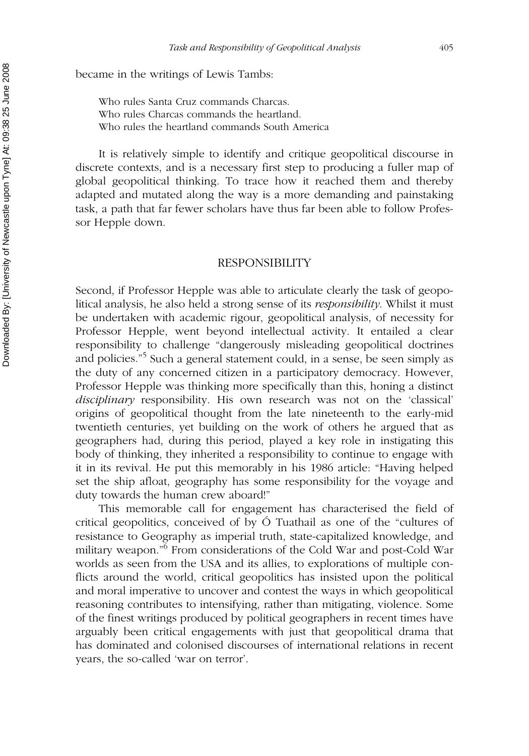became in the writings of Lewis Tambs:

> Who rules Santa Cruz commands Charcas.
> Who rules Charcas commands the heartland.
> Who rules the heartland commands South America

It is relatively simple to identify and critique geopolitical discourse in discrete contexts, and is a necessary first step to producing a fuller map of global geopolitical thinking. To trace how it reached them and thereby adapted and mutated along the way is a more demanding and painstaking task, a path that far fewer scholars have thus far been able to follow Professor Hepple down.

## RESPONSIBILITY

Second, if Professor Hepple was able to articulate clearly the task of geopolitical analysis, he also held a strong sense of its *responsibility*. Whilst it must be undertaken with academic rigour, geopolitical analysis, of necessity for Professor Hepple, went beyond intellectual activity. It entailed a clear responsibility to challenge "dangerously misleading geopolitical doctrines and policies."[5] Such a general statement could, in a sense, be seen simply as the duty of any concerned citizen in a participatory democracy. However, Professor Hepple was thinking more specifically than this, honing a distinct *disciplinary* responsibility. His own research was not on the 'classical' origins of geopolitical thought from the late nineteenth to the early-mid twentieth centuries, yet building on the work of others he argued that as geographers had, during this period, played a key role in instigating this body of thinking, they inherited a responsibility to continue to engage with it in its revival. He put this memorably in his 1986 article: "Having helped set the ship afloat, geography has some responsibility for the voyage and duty towards the human crew aboard!"

This memorable call for engagement has characterised the field of critical geopolitics, conceived of by Ó Tuathail as one of the "cultures of resistance to Geography as imperial truth, state-capitalized knowledge, and military weapon."[6] From considerations of the Cold War and post-Cold War worlds as seen from the USA and its allies, to explorations of multiple conflicts around the world, critical geopolitics has insisted upon the political and moral imperative to uncover and contest the ways in which geopolitical reasoning contributes to intensifying, rather than mitigating, violence. Some of the finest writings produced by political geographers in recent times have arguably been critical engagements with just that geopolitical drama that has dominated and colonised discourses of international relations in recent years, the so-called 'war on terror'.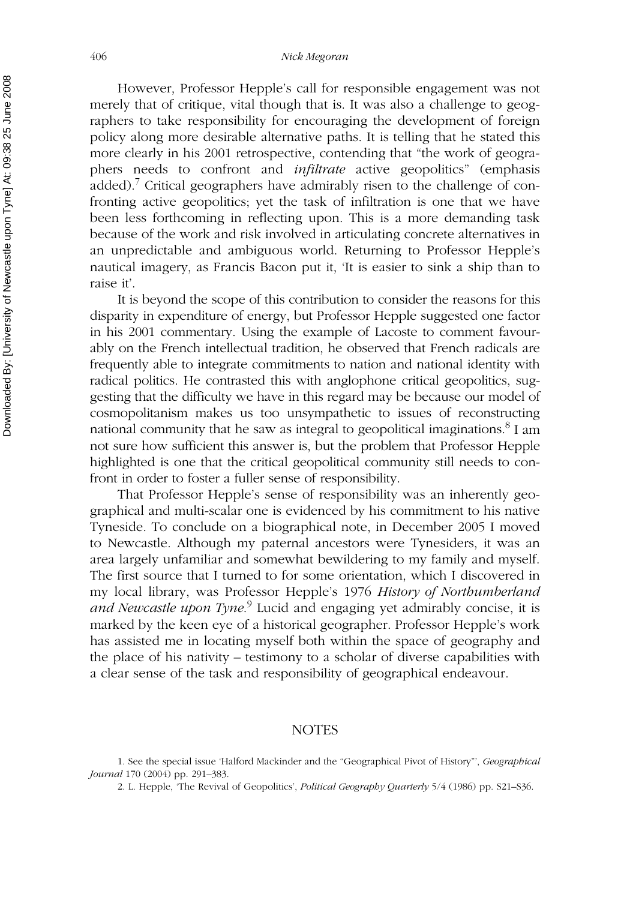However, Professor Hepple's call for responsible engagement was not merely that of critique, vital though that is. It was also a challenge to geographers to take responsibility for encouraging the development of foreign policy along more desirable alternative paths. It is telling that he stated this more clearly in his 2001 retrospective, contending that "the work of geographers needs to confront and *infiltrate* active geopolitics" (emphasis added).[7] Critical geographers have admirably risen to the challenge of confronting active geopolitics; yet the task of infiltration is one that we have been less forthcoming in reflecting upon. This is a more demanding task because of the work and risk involved in articulating concrete alternatives in an unpredictable and ambiguous world. Returning to Professor Hepple's nautical imagery, as Francis Bacon put it, 'It is easier to sink a ship than to raise it'.

It is beyond the scope of this contribution to consider the reasons for this disparity in expenditure of energy, but Professor Hepple suggested one factor in his 2001 commentary. Using the example of Lacoste to comment favourably on the French intellectual tradition, he observed that French radicals are frequently able to integrate commitments to nation and national identity with radical politics. He contrasted this with anglophone critical geopolitics, suggesting that the difficulty we have in this regard may be because our model of cosmopolitanism makes us too unsympathetic to issues of reconstructing national community that he saw as integral to geopolitical imaginations.[8] I am not sure how sufficient this answer is, but the problem that Professor Hepple highlighted is one that the critical geopolitical community still needs to confront in order to foster a fuller sense of responsibility.

That Professor Hepple's sense of responsibility was an inherently geographical and multi-scalar one is evidenced by his commitment to his native Tyneside. To conclude on a biographical note, in December 2005 I moved to Newcastle. Although my paternal ancestors were Tynesiders, it was an area largely unfamiliar and somewhat bewildering to my family and myself. The first source that I turned to for some orientation, which I discovered in my local library, was Professor Hepple's 1976 *History of Northumberland and Newcastle upon Tyne*.[9] Lucid and engaging yet admirably concise, it is marked by the keen eye of a historical geographer. Professor Hepple's work has assisted me in locating myself both within the space of geography and the place of his nativity – testimony to a scholar of diverse capabilities with a clear sense of the task and responsibility of geographical endeavour.

## NOTES

1. See the special issue 'Halford Mackinder and the "Geographical Pivot of History"', *Geographical Journal* 170 (2004) pp. 291–383.

2. L. Hepple, 'The Revival of Geopolitics', *Political Geography Quarterly* 5/4 (1986) pp. S21–S36.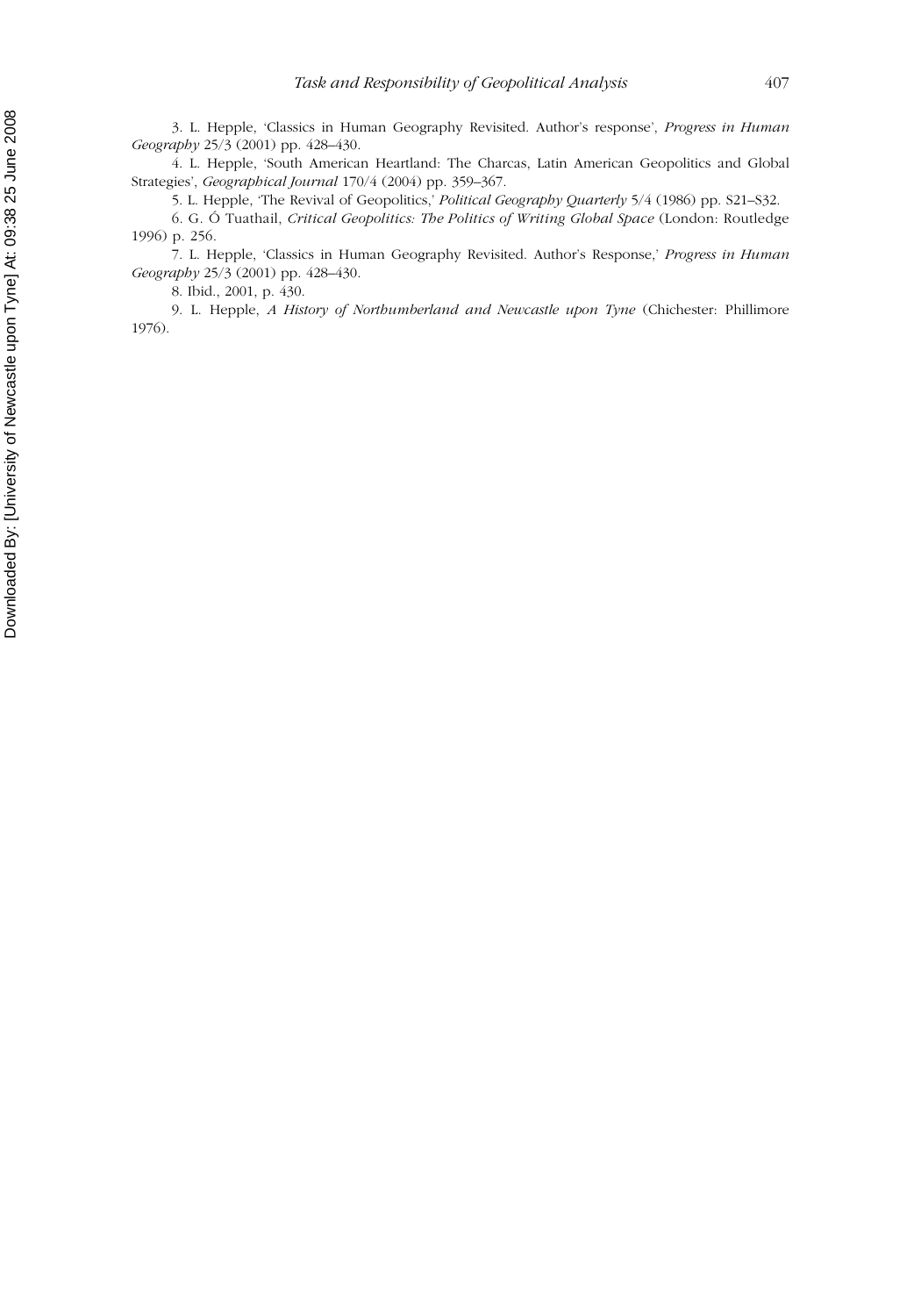3. L. Hepple, 'Classics in Human Geography Revisited. Author's response', *Progress in Human Geography* 25/3 (2001) pp. 428–430.

4. L. Hepple, 'South American Heartland: The Charcas, Latin American Geopolitics and Global Strategies', *Geographical Journal* 170/4 (2004) pp. 359–367.

5. L. Hepple, 'The Revival of Geopolitics,' *Political Geography Quarterly* 5/4 (1986) pp. S21–S32.

6. G. Ó Tuathail, *Critical Geopolitics: The Politics of Writing Global Space* (London: Routledge 1996) p. 256.

7. L. Hepple, 'Classics in Human Geography Revisited. Author's Response,' *Progress in Human Geography* 25/3 (2001) pp. 428–430.

8. Ibid., 2001, p. 430.

9. L. Hepple, *A History of Northumberland and Newcastle upon Tyne* (Chichester: Phillimore 1976).